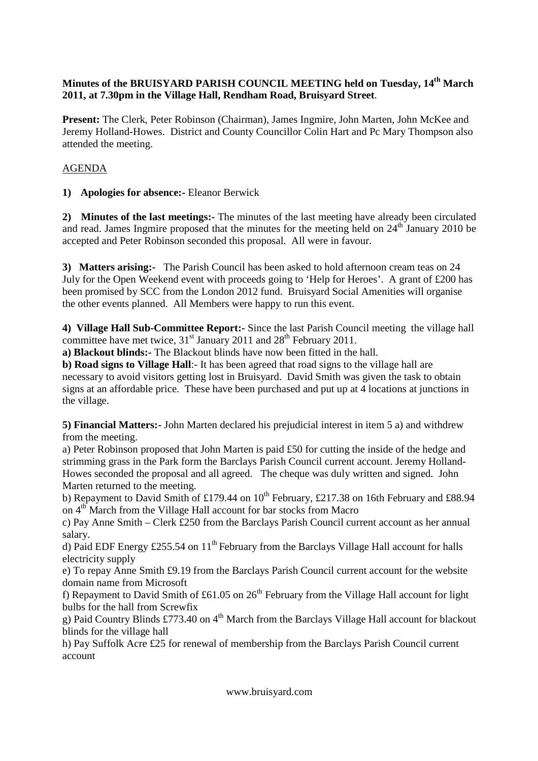**Minutes of the BRUISYARD PARISH COUNCIL MEETING held on Tuesday, 14th March 2011, at 7.30pm in the Village Hall, Rendham Road, Bruisyard Street**.

**Present:** The Clerk, Peter Robinson (Chairman), James Ingmire, John Marten, John McKee and Jeremy Holland-Howes. District and County Councillor Colin Hart and Pc Mary Thompson also attended the meeting.

AGENDA

**1) Apologies for absence:-** Eleanor Berwick

**2) Minutes of the last meetings:-** The minutes of the last meeting have already been circulated and read. James Ingmire proposed that the minutes for the meeting held on 24th January 2010 be accepted and Peter Robinson seconded this proposal. All were in favour.

**3) Matters arising:-** The Parish Council has been asked to hold afternoon cream teas on 24 July for the Open Weekend event with proceeds going to 'Help for Heroes'. A grant of £200 has been promised by SCC from the London 2012 fund. Bruisyard Social Amenities will organise the other events planned. All Members were happy to run this event.

**4) Village Hall Sub-Committee Report:-** Since the last Parish Council meeting the village hall committee have met twice, 31st January 2011 and 28th February 2011.

**a) Blackout blinds:-** The Blackout blinds have now been fitted in the hall.

**b) Road signs to Village Hall**:- It has been agreed that road signs to the village hall are necessary to avoid visitors getting lost in Bruisyard. David Smith was given the task to obtain signs at an affordable price. These have been purchased and put up at 4 locations at junctions in the village.

**5) Financial Matters:-** John Marten declared his prejudicial interest in item 5 a) and withdrew from the meeting.

a) Peter Robinson proposed that John Marten is paid £50 for cutting the inside of the hedge and strimming grass in the Park form the Barclays Parish Council current account. Jeremy Holland-Howes seconded the proposal and all agreed. The cheque was duly written and signed. John Marten returned to the meeting.

b) Repayment to David Smith of £179.44 on 10th February, £217.38 on 16th February and £88.94 on 4th March from the Village Hall account for bar stocks from Macro

c) Pay Anne Smith – Clerk £250 from the Barclays Parish Council current account as her annual salary.

d) Paid EDF Energy £255.54 on 11th February from the Barclays Village Hall account for halls electricity supply

e) To repay Anne Smith £9.19 from the Barclays Parish Council current account for the website domain name from Microsoft

f) Repayment to David Smith of £61.05 on 26th February from the Village Hall account for light bulbs for the hall from Screwfix

g) Paid Country Blinds £773.40 on 4th March from the Barclays Village Hall account for blackout blinds for the village hall

h) Pay Suffolk Acre £25 for renewal of membership from the Barclays Parish Council current account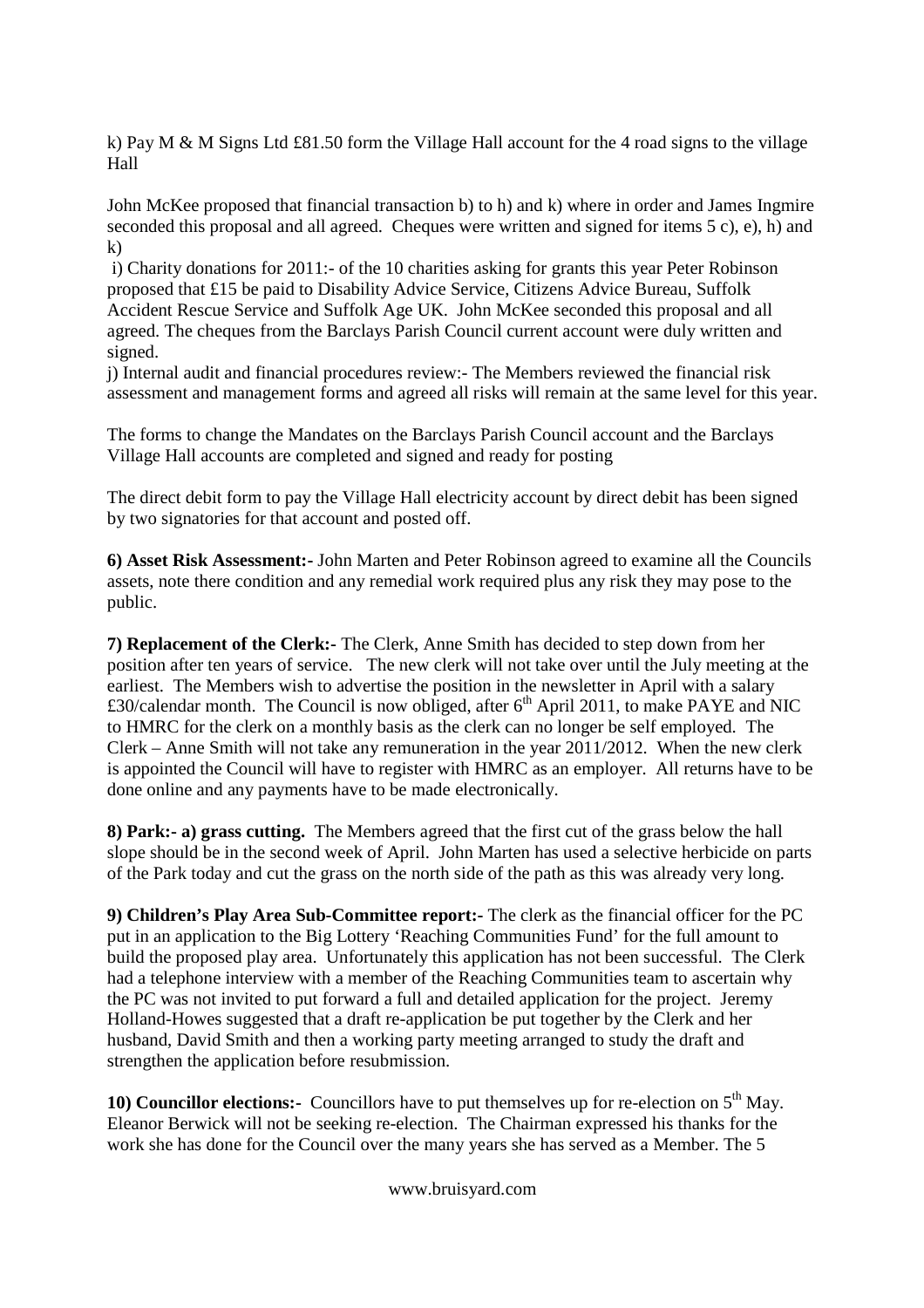k) Pay M & M Signs Ltd £81.50 form the Village Hall account for the 4 road signs to the village Hall

John McKee proposed that financial transaction b) to h) and k) where in order and James Ingmire seconded this proposal and all agreed. Cheques were written and signed for items 5 c), e), h) and k)

i) Charity donations for 2011:- of the 10 charities asking for grants this year Peter Robinson proposed that £15 be paid to Disability Advice Service, Citizens Advice Bureau, Suffolk Accident Rescue Service and Suffolk Age UK. John McKee seconded this proposal and all agreed. The cheques from the Barclays Parish Council current account were duly written and signed.

j) Internal audit and financial procedures review:- The Members reviewed the financial risk assessment and management forms and agreed all risks will remain at the same level for this year.

The forms to change the Mandates on the Barclays Parish Council account and the Barclays Village Hall accounts are completed and signed and ready for posting

The direct debit form to pay the Village Hall electricity account by direct debit has been signed by two signatories for that account and posted off.

**6) Asset Risk Assessment:-** John Marten and Peter Robinson agreed to examine all the Councils assets, note there condition and any remedial work required plus any risk they may pose to the public.

**7) Replacement of the Clerk:-** The Clerk, Anne Smith has decided to step down from her position after ten years of service. The new clerk will not take over until the July meeting at the earliest. The Members wish to advertise the position in the newsletter in April with a salary £30/calendar month. The Council is now obliged, after 6th April 2011, to make PAYE and NIC to HMRC for the clerk on a monthly basis as the clerk can no longer be self employed. The Clerk – Anne Smith will not take any remuneration in the year 2011/2012. When the new clerk is appointed the Council will have to register with HMRC as an employer. All returns have to be done online and any payments have to be made electronically.

**8) Park:- a) grass cutting.** The Members agreed that the first cut of the grass below the hall slope should be in the second week of April. John Marten has used a selective herbicide on parts of the Park today and cut the grass on the north side of the path as this was already very long.

**9) Children's Play Area Sub-Committee report:-** The clerk as the financial officer for the PC put in an application to the Big Lottery 'Reaching Communities Fund' for the full amount to build the proposed play area. Unfortunately this application has not been successful. The Clerk had a telephone interview with a member of the Reaching Communities team to ascertain why the PC was not invited to put forward a full and detailed application for the project. Jeremy Holland-Howes suggested that a draft re-application be put together by the Clerk and her husband, David Smith and then a working party meeting arranged to study the draft and strengthen the application before resubmission.

**10) Councillor elections:-** Councillors have to put themselves up for re-election on 5th May. Eleanor Berwick will not be seeking re-election. The Chairman expressed his thanks for the work she has done for the Council over the many years she has served as a Member. The 5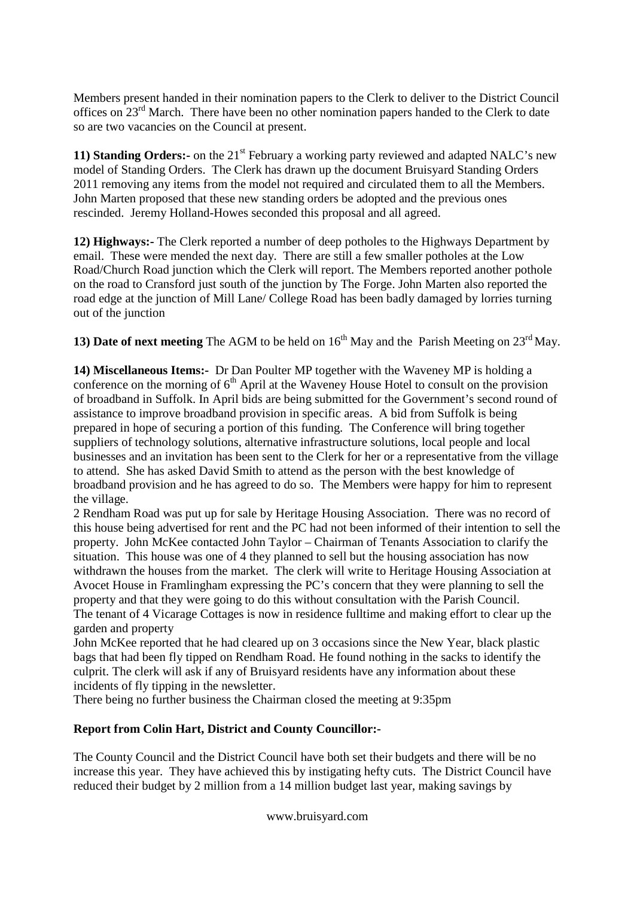Members present handed in their nomination papers to the Clerk to deliver to the District Council offices on 23rd March. There have been no other nomination papers handed to the Clerk to date so are two vacancies on the Council at present.

**11) Standing Orders:-** on the 21st February a working party reviewed and adapted NALC's new model of Standing Orders. The Clerk has drawn up the document Bruisyard Standing Orders 2011 removing any items from the model not required and circulated them to all the Members. John Marten proposed that these new standing orders be adopted and the previous ones rescinded. Jeremy Holland-Howes seconded this proposal and all agreed.

**12) Highways:-** The Clerk reported a number of deep potholes to the Highways Department by email. These were mended the next day. There are still a few smaller potholes at the Low Road/Church Road junction which the Clerk will report. The Members reported another pothole on the road to Cransford just south of the junction by The Forge. John Marten also reported the road edge at the junction of Mill Lane/ College Road has been badly damaged by lorries turning out of the junction

**13) Date of next meeting** The AGM to be held on 16th May and the Parish Meeting on 23rd May.

**14) Miscellaneous Items:-** Dr Dan Poulter MP together with the Waveney MP is holding a conference on the morning of 6th April at the Waveney House Hotel to consult on the provision of broadband in Suffolk. In April bids are being submitted for the Government's second round of assistance to improve broadband provision in specific areas. A bid from Suffolk is being prepared in hope of securing a portion of this funding. The Conference will bring together suppliers of technology solutions, alternative infrastructure solutions, local people and local businesses and an invitation has been sent to the Clerk for her or a representative from the village to attend. She has asked David Smith to attend as the person with the best knowledge of broadband provision and he has agreed to do so. The Members were happy for him to represent the village.

2 Rendham Road was put up for sale by Heritage Housing Association. There was no record of this house being advertised for rent and the PC had not been informed of their intention to sell the property. John McKee contacted John Taylor – Chairman of Tenants Association to clarify the situation. This house was one of 4 they planned to sell but the housing association has now withdrawn the houses from the market. The clerk will write to Heritage Housing Association at Avocet House in Framlingham expressing the PC's concern that they were planning to sell the property and that they were going to do this without consultation with the Parish Council.

The tenant of 4 Vicarage Cottages is now in residence fulltime and making effort to clear up the garden and property

John McKee reported that he had cleared up on 3 occasions since the New Year, black plastic bags that had been fly tipped on Rendham Road. He found nothing in the sacks to identify the culprit. The clerk will ask if any of Bruisyard residents have any information about these incidents of fly tipping in the newsletter.

There being no further business the Chairman closed the meeting at 9:35pm

**Report from Colin Hart, District and County Councillor:-**

The County Council and the District Council have both set their budgets and there will be no increase this year. They have achieved this by instigating hefty cuts. The District Council have reduced their budget by 2 million from a 14 million budget last year, making savings by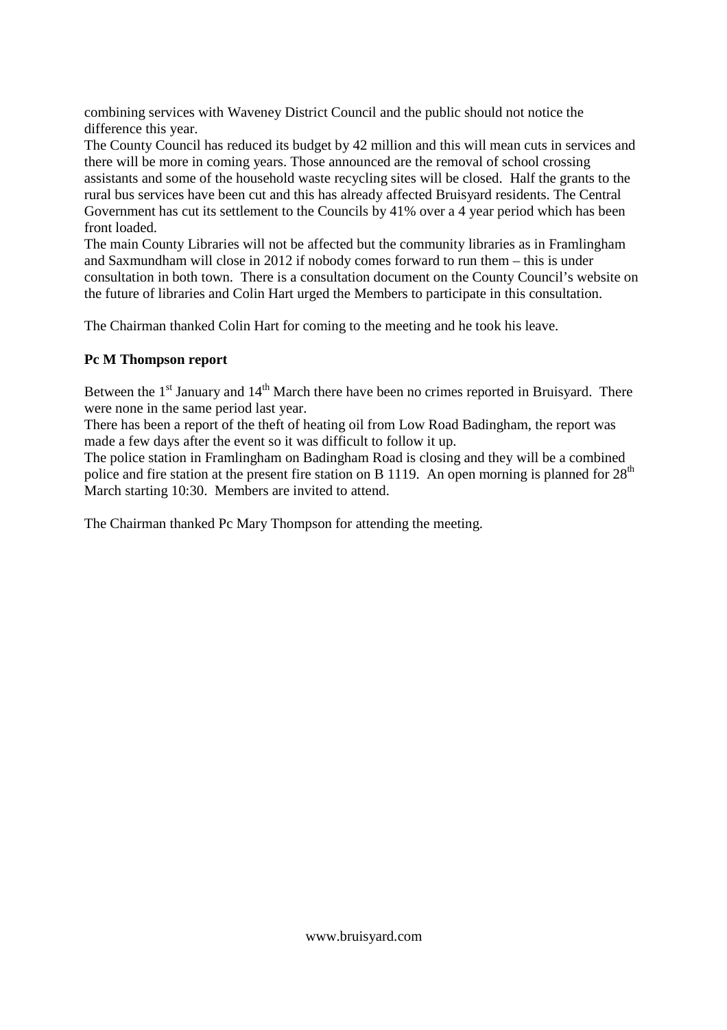combining services with Waveney District Council and the public should not notice the difference this year.

The County Council has reduced its budget by 42 million and this will mean cuts in services and there will be more in coming years. Those announced are the removal of school crossing assistants and some of the household waste recycling sites will be closed. Half the grants to the rural bus services have been cut and this has already affected Bruisyard residents. The Central Government has cut its settlement to the Councils by 41% over a 4 year period which has been front loaded.

The main County Libraries will not be affected but the community libraries as in Framlingham and Saxmundham will close in 2012 if nobody comes forward to run them – this is under consultation in both town. There is a consultation document on the County Council's website on the future of libraries and Colin Hart urged the Members to participate in this consultation.

The Chairman thanked Colin Hart for coming to the meeting and he took his leave.

**Pc M Thompson report**

Between the 1st January and 14th March there have been no crimes reported in Bruisyard. There were none in the same period last year.

There has been a report of the theft of heating oil from Low Road Badingham, the report was made a few days after the event so it was difficult to follow it up.

The police station in Framlingham on Badingham Road is closing and they will be a combined police and fire station at the present fire station on B 1119. An open morning is planned for 28th March starting 10:30. Members are invited to attend.

The Chairman thanked Pc Mary Thompson for attending the meeting.

www.bruisyard.com